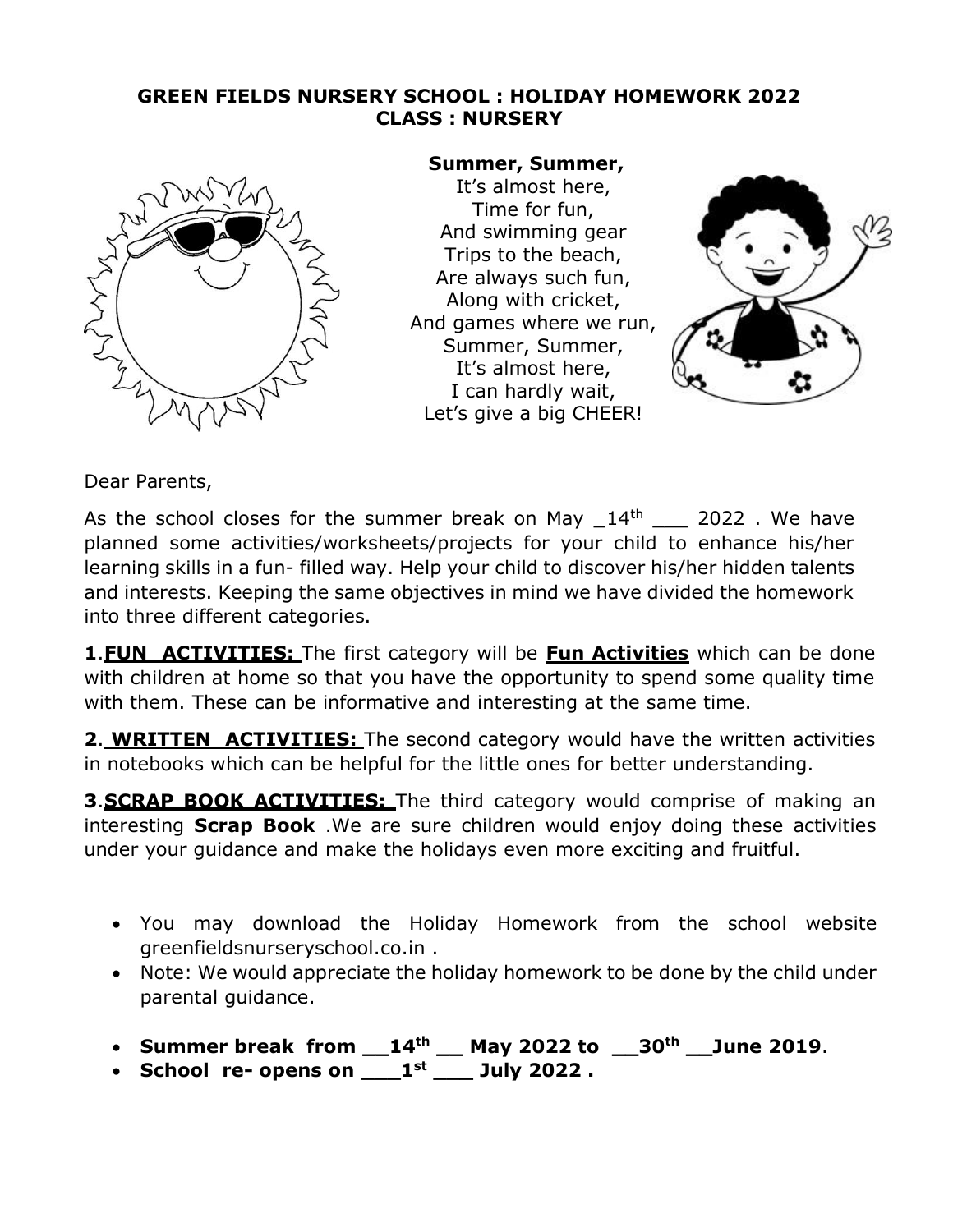# GREEN FIELDS NURSERY SCHOOL : HOLIDAY HOMEWORK 2022
## CLASS : NURSERY

**Summer, Summer,**
It's almost here,
Time for fun,
And swimming gear
Trips to the beach,
Are always such fun,
Along with cricket,
And games where we run,
Summer, Summer,
It's almost here,
I can hardly wait,
Let's give a big CHEER!

Dear Parents,

As the school closes for the summer break on May _14th ___ 2022 . We have planned some activities/worksheets/projects for your child to enhance his/her learning skills in a fun- filled way. Help your child to discover his/her hidden talents and interests. Keeping the same objectives in mind we have divided the homework into three different categories.

**1**.**FUN ACTIVITIES:** The first category will be **Fun Activities** which can be done with children at home so that you have the opportunity to spend some quality time with them. These can be informative and interesting at the same time.

**2**. **WRITTEN ACTIVITIES:** The second category would have the written activities in notebooks which can be helpful for the little ones for better understanding.

**3**.**SCRAP BOOK ACTIVITIES:** The third category would comprise of making an interesting **Scrap Book** .We are sure children would enjoy doing these activities under your guidance and make the holidays even more exciting and fruitful.

- You may download the Holiday Homework from the school website greenfieldsnurseryschool.co.in .
- Note: We would appreciate the holiday homework to be done by the child under parental guidance.

- **Summer break from __14th __ May 2022 to __30th __June 2019**.
- **School re- opens on ___1st ___ July 2022 .**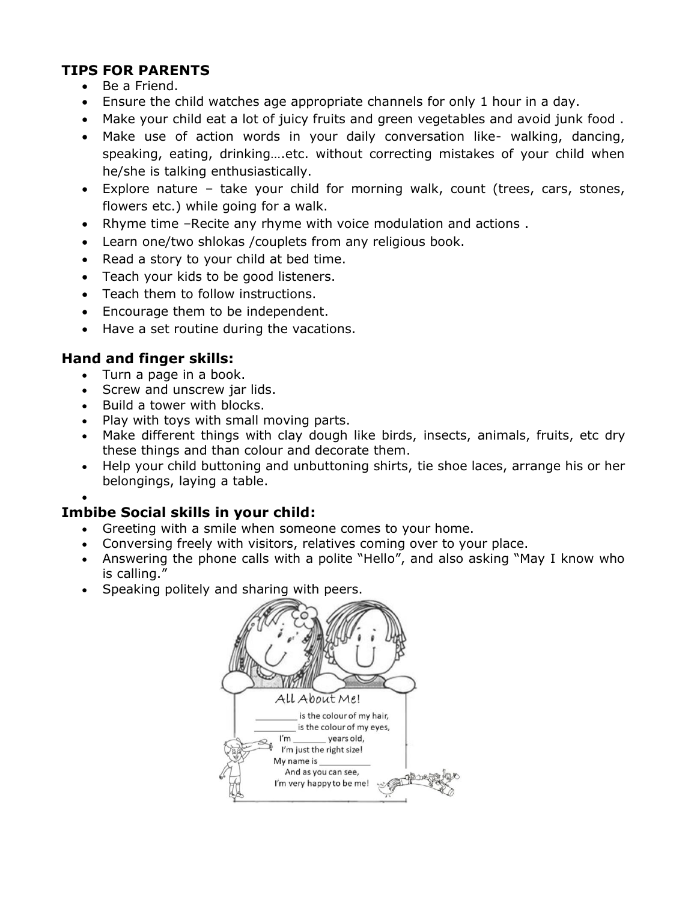### TIPS FOR PARENTS

- Be a Friend.
- Ensure the child watches age appropriate channels for only 1 hour in a day.
- Make your child eat a lot of juicy fruits and green vegetables and avoid junk food .
- Make use of action words in your daily conversation like- walking, dancing, speaking, eating, drinking….etc. without correcting mistakes of your child when he/she is talking enthusiastically.
- Explore nature – take your child for morning walk, count (trees, cars, stones, flowers etc.) while going for a walk.
- Rhyme time –Recite any rhyme with voice modulation and actions .
- Learn one/two shlokas /couplets from any religious book.
- Read a story to your child at bed time.
- Teach your kids to be good listeners.
- Teach them to follow instructions.
- Encourage them to be independent.
- Have a set routine during the vacations.

### Hand and finger skills:

- Turn a page in a book.
- Screw and unscrew jar lids.
- Build a tower with blocks.
- Play with toys with small moving parts.
- Make different things with clay dough like birds, insects, animals, fruits, etc dry these things and than colour and decorate them.
- Help your child buttoning and unbuttoning shirts, tie shoe laces, arrange his or her belongings, laying a table.

### Imbibe Social skills in your child:

- Greeting with a smile when someone comes to your home.
- Conversing freely with visitors, relatives coming over to your place.
- Answering the phone calls with a polite "Hello", and also asking "May I know who is calling."
- Speaking politely and sharing with peers.

All About Me!

_______ is the colour of my hair,
_______ is the colour of my eyes,
I'm _______ years old,
I'm just the right size!
My name is _________
And as you can see,
I'm very happy to be me!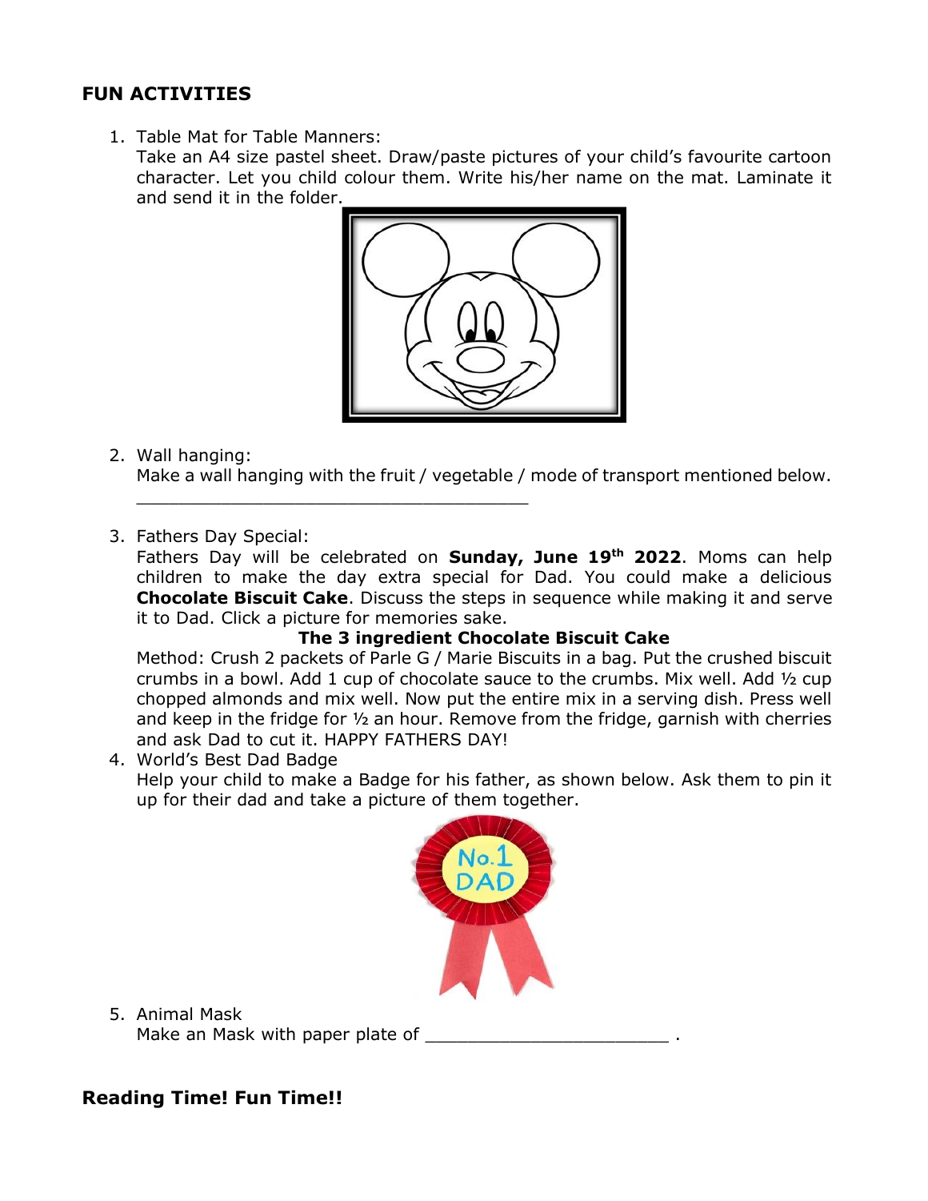## FUN ACTIVITIES

1. Table Mat for Table Manners:
   Take an A4 size pastel sheet. Draw/paste pictures of your child's favourite cartoon character. Let you child colour them. Write his/her name on the mat. Laminate it and send it in the folder.

2. Wall hanging:
   Make a wall hanging with the fruit / vegetable / mode of transport mentioned below.
   ______________________________________

3. Fathers Day Special:
   Fathers Day will be celebrated on **Sunday, June 19th 2022**. Moms can help children to make the day extra special for Dad. You could make a delicious **Chocolate Biscuit Cake**. Discuss the steps in sequence while making it and serve it to Dad. Click a picture for memories sake.

   **The 3 ingredient Chocolate Biscuit Cake**

   Method: Crush 2 packets of Parle G / Marie Biscuits in a bag. Put the crushed biscuit crumbs in a bowl. Add 1 cup of chocolate sauce to the crumbs. Mix well. Add ½ cup chopped almonds and mix well. Now put the entire mix in a serving dish. Press well and keep in the fridge for ½ an hour. Remove from the fridge, garnish with cherries and ask Dad to cut it. HAPPY FATHERS DAY!

4. World's Best Dad Badge
   Help your child to make a Badge for his father, as shown below. Ask them to pin it up for their dad and take a picture of them together.

5. Animal Mask
   Make an Mask with paper plate of _______________________ .

## Reading Time! Fun Time!!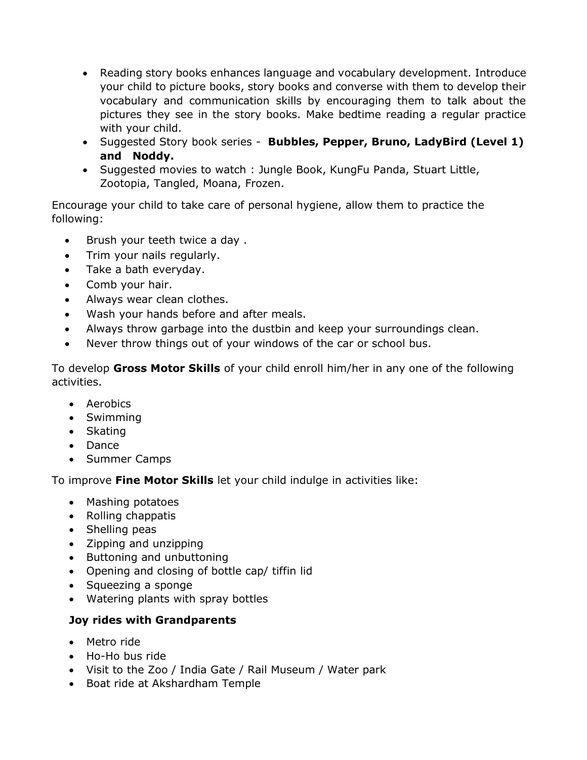- Reading story books enhances language and vocabulary development. Introduce your child to picture books, story books and converse with them to develop their vocabulary and communication skills by encouraging them to talk about the pictures they see in the story books. Make bedtime reading a regular practice with your child.
- Suggested Story book series - **Bubbles, Pepper, Bruno, LadyBird (Level 1) and Noddy.**
- Suggested movies to watch : Jungle Book, KungFu Panda, Stuart Little, Zootopia, Tangled, Moana, Frozen.

Encourage your child to take care of personal hygiene, allow them to practice the following:

- Brush your teeth twice a day .
- Trim your nails regularly.
- Take a bath everyday.
- Comb your hair.
- Always wear clean clothes.
- Wash your hands before and after meals.
- Always throw garbage into the dustbin and keep your surroundings clean.
- Never throw things out of your windows of the car or school bus.

To develop **Gross Motor Skills** of your child enroll him/her in any one of the following activities.

- Aerobics
- Swimming
- Skating
- Dance
- Summer Camps

To improve **Fine Motor Skills** let your child indulge in activities like:

- Mashing potatoes
- Rolling chappatis
- Shelling peas
- Zipping and unzipping
- Buttoning and unbuttoning
- Opening and closing of bottle cap/ tiffin lid
- Squeezing a sponge
- Watering plants with spray bottles

**Joy rides with Grandparents**

- Metro ride
- Ho-Ho bus ride
- Visit to the Zoo / India Gate / Rail Museum / Water park
- Boat ride at Akshardham Temple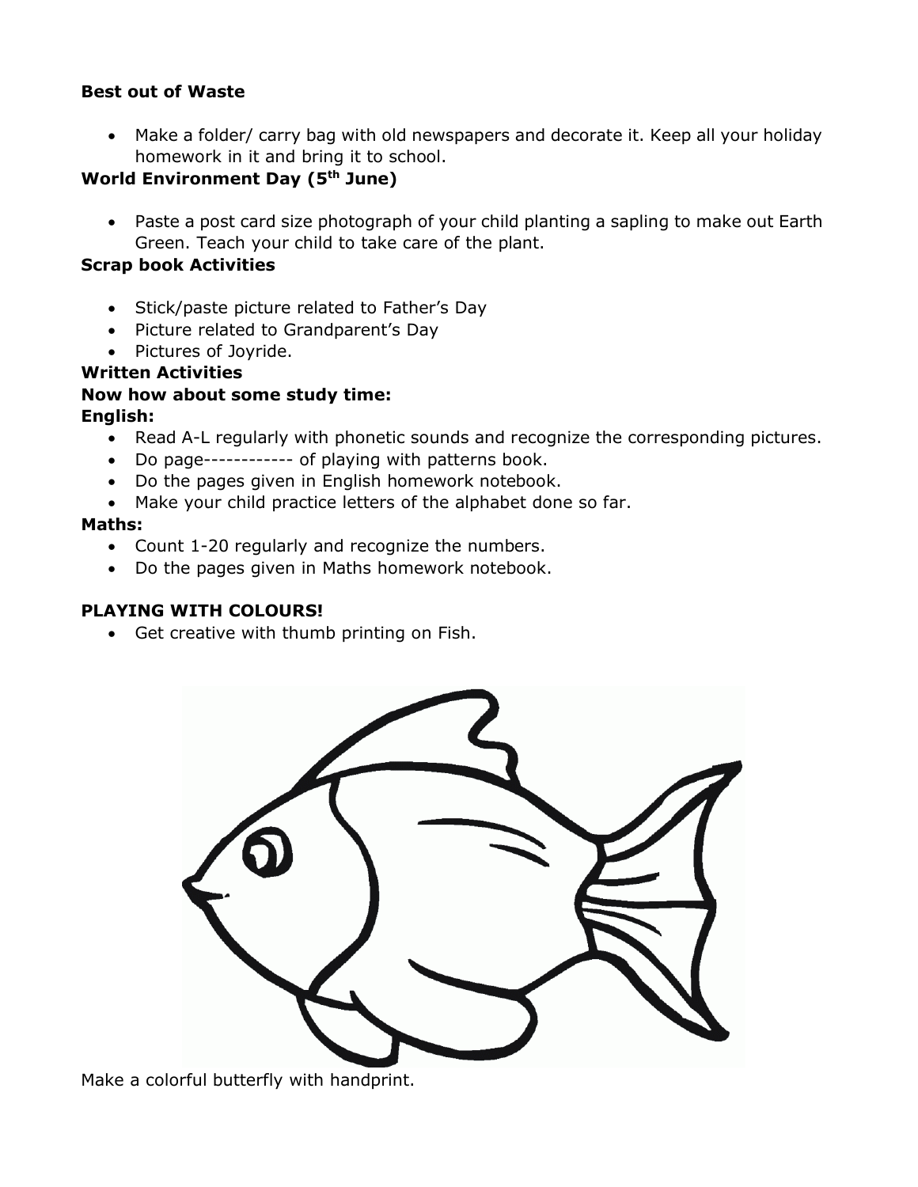**Best out of Waste**

- Make a folder/ carry bag with old newspapers and decorate it. Keep all your holiday homework in it and bring it to school.

**World Environment Day (5th June)**

- Paste a post card size photograph of your child planting a sapling to make out Earth Green. Teach your child to take care of the plant.

**Scrap book Activities**

- Stick/paste picture related to Father's Day
- Picture related to Grandparent's Day
- Pictures of Joyride.

**Written Activities**

**Now how about some study time:**

**English:**

- Read A-L regularly with phonetic sounds and recognize the corresponding pictures.
- Do page------------ of playing with patterns book.
- Do the pages given in English homework notebook.
- Make your child practice letters of the alphabet done so far.

**Maths:**

- Count 1-20 regularly and recognize the numbers.
- Do the pages given in Maths homework notebook.

**PLAYING WITH COLOURS!**

- Get creative with thumb printing on Fish.

Make a colorful butterfly with handprint.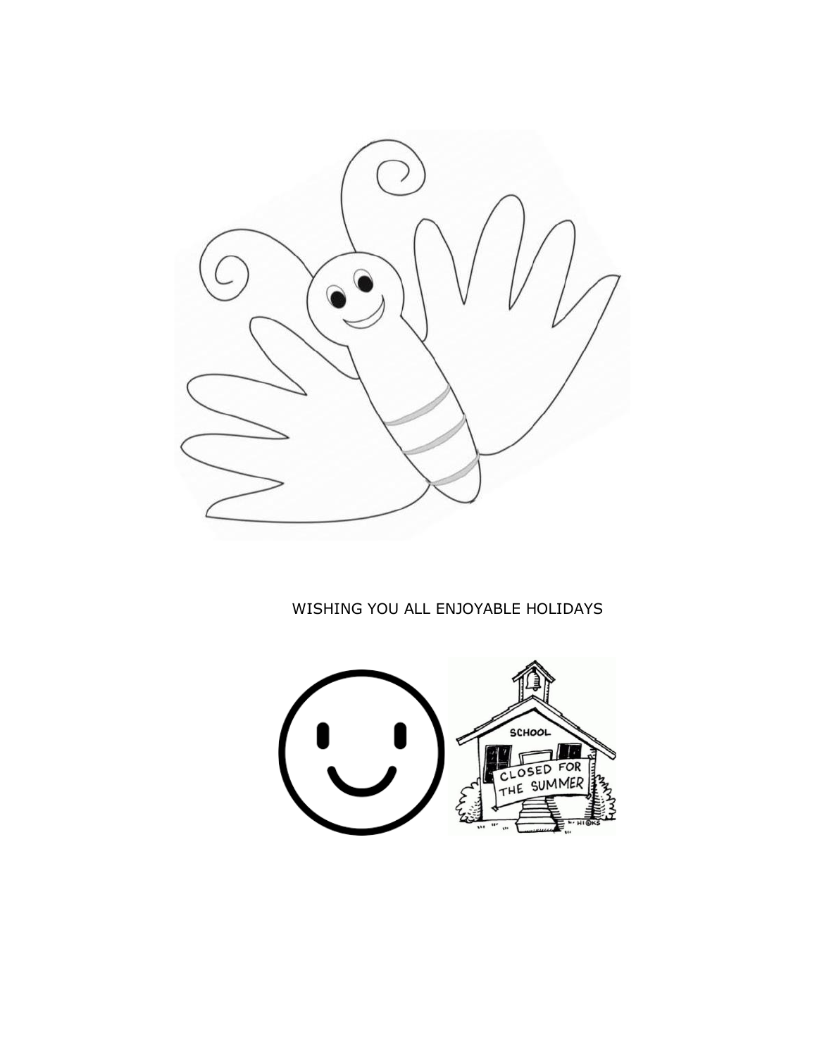WISHING YOU ALL ENJOYABLE HOLIDAYS